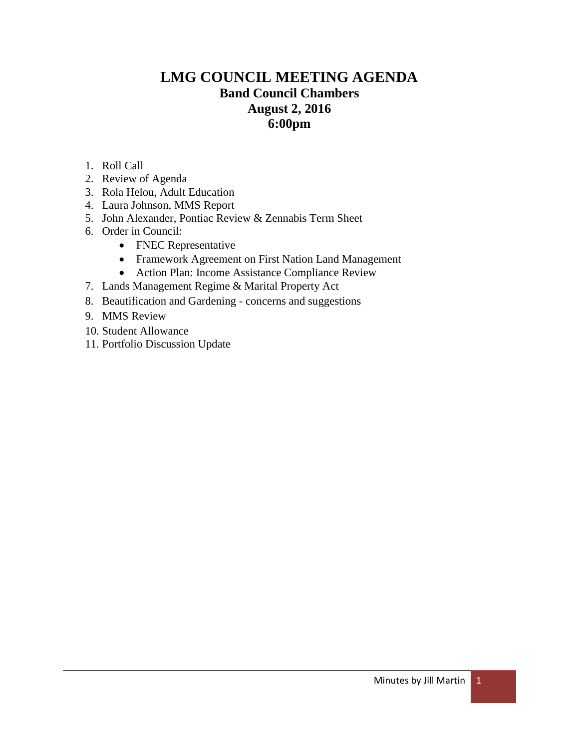# LMG COUNCIL MEETING AGENDA

## Band Council Chambers
## August 2, 2016
## 6:00pm

1. Roll Call
2. Review of Agenda
3. Rola Helou, Adult Education
4. Laura Johnson, MMS Report
5. John Alexander, Pontiac Review & Zennabis Term Sheet
6. Order in Council:
   - FNEC Representative
   - Framework Agreement on First Nation Land Management
   - Action Plan: Income Assistance Compliance Review
7. Lands Management Regime & Marital Property Act
8. Beautification and Gardening - concerns and suggestions
9. MMS Review
10. Student Allowance
11. Portfolio Discussion Update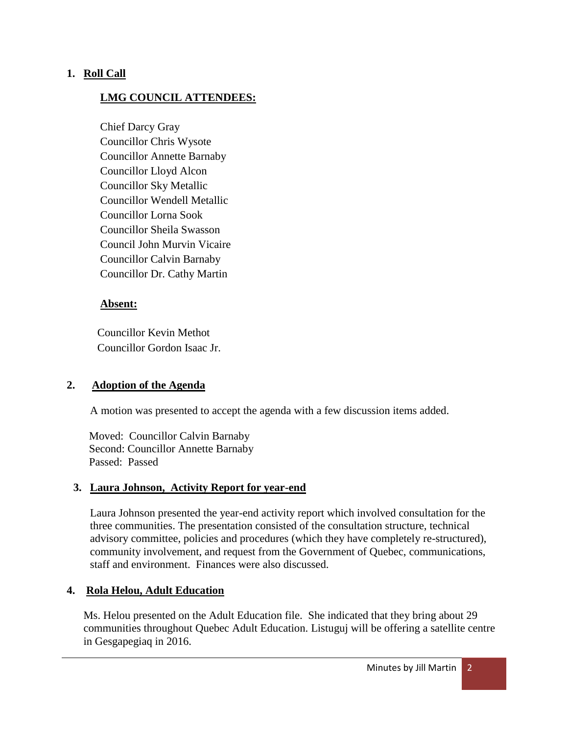## 1. Roll Call

### LMG COUNCIL ATTENDEES:

Chief Darcy Gray
Councillor Chris Wysote
Councillor Annette Barnaby
Councillor Lloyd Alcon
Councillor Sky Metallic
Councillor Wendell Metallic
Councillor Lorna Sook
Councillor Sheila Swasson
Council John Murvin Vicaire
Councillor Calvin Barnaby
Councillor Dr. Cathy Martin

### Absent:

Councillor Kevin Methot
Councillor Gordon Isaac Jr.

## 2. Adoption of the Agenda

A motion was presented to accept the agenda with a few discussion items added.

Moved: Councillor Calvin Barnaby
Second: Councillor Annette Barnaby
Passed: Passed

## 3. Laura Johnson, Activity Report for year-end

Laura Johnson presented the year-end activity report which involved consultation for the three communities. The presentation consisted of the consultation structure, technical advisory committee, policies and procedures (which they have completely re-structured), community involvement, and request from the Government of Quebec, communications, staff and environment. Finances were also discussed.

## 4. Rola Helou, Adult Education

Ms. Helou presented on the Adult Education file. She indicated that they bring about 29 communities throughout Quebec Adult Education. Listuguj will be offering a satellite centre in Gesgapegiaq in 2016.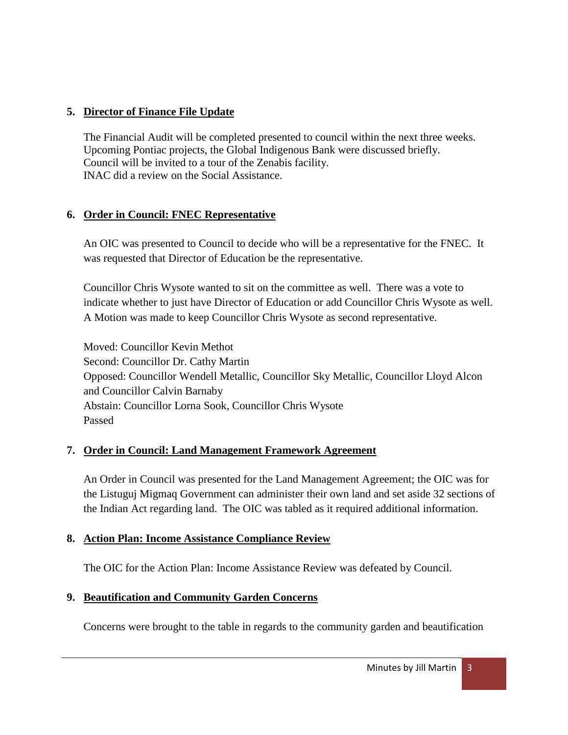5. **Director of Finance File Update**

The Financial Audit will be completed presented to council within the next three weeks.
Upcoming Pontiac projects, the Global Indigenous Bank were discussed briefly.
Council will be invited to a tour of the Zenabis facility.
INAC did a review on the Social Assistance.

6. **Order in Council: FNEC Representative**

An OIC was presented to Council to decide who will be a representative for the FNEC. It was requested that Director of Education be the representative.

Councillor Chris Wysote wanted to sit on the committee as well. There was a vote to indicate whether to just have Director of Education or add Councillor Chris Wysote as well. A Motion was made to keep Councillor Chris Wysote as second representative.

Moved: Councillor Kevin Methot
Second: Councillor Dr. Cathy Martin
Opposed: Councillor Wendell Metallic, Councillor Sky Metallic, Councillor Lloyd Alcon and Councillor Calvin Barnaby
Abstain: Councillor Lorna Sook, Councillor Chris Wysote
Passed

7. **Order in Council: Land Management Framework Agreement**

An Order in Council was presented for the Land Management Agreement; the OIC was for the Listuguj Migmaq Government can administer their own land and set aside 32 sections of the Indian Act regarding land. The OIC was tabled as it required additional information.

8. **Action Plan: Income Assistance Compliance Review**

The OIC for the Action Plan: Income Assistance Review was defeated by Council.

9. **Beautification and Community Garden Concerns**

Concerns were brought to the table in regards to the community garden and beautification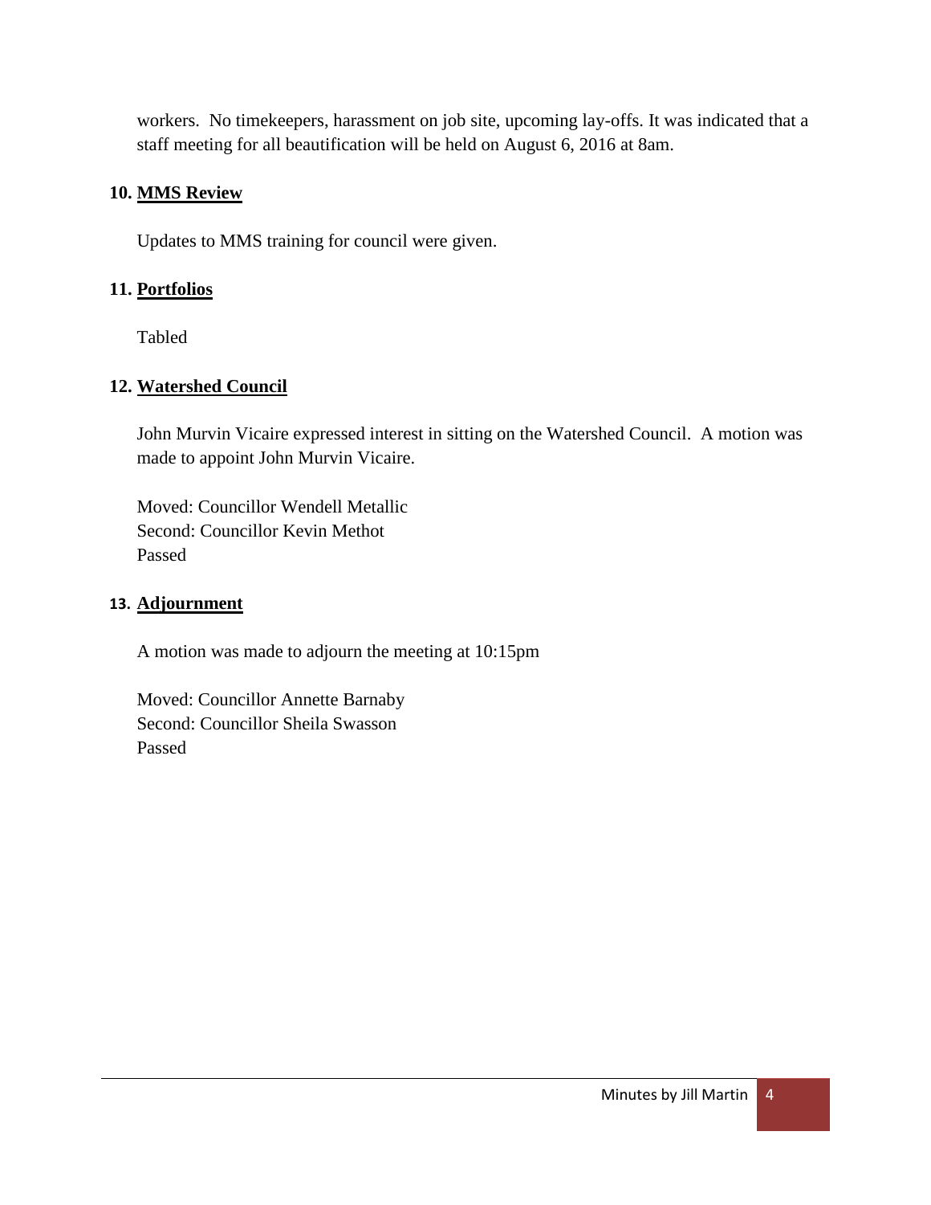workers. No timekeepers, harassment on job site, upcoming lay-offs. It was indicated that a staff meeting for all beautification will be held on August 6, 2016 at 8am.

## 10. MMS Review

Updates to MMS training for council were given.

## 11. Portfolios

Tabled

## 12. Watershed Council

John Murvin Vicaire expressed interest in sitting on the Watershed Council. A motion was made to appoint John Murvin Vicaire.

Moved: Councillor Wendell Metallic
Second: Councillor Kevin Methot
Passed

## 13. Adjournment

A motion was made to adjourn the meeting at 10:15pm

Moved: Councillor Annette Barnaby
Second: Councillor Sheila Swasson
Passed